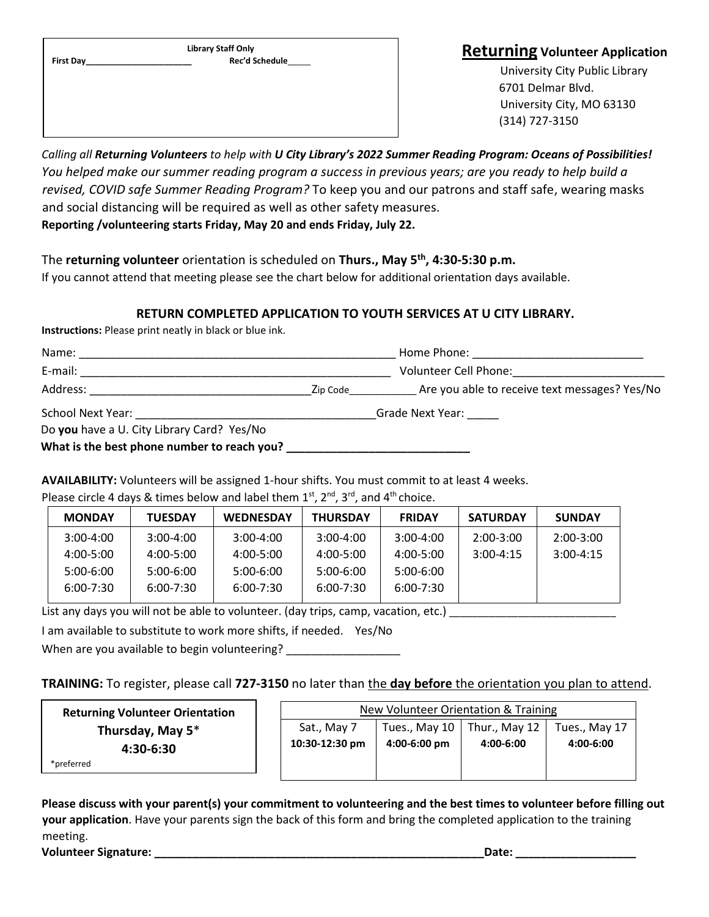| Library Staff Only | |
|---|---|
| First Day_____________________ | Rec'd Schedule_____ |

# **Returning** Volunteer Application

University City Public Library
6701 Delmar Blvd.
University City, MO 63130
(314) 727-3150

*Calling all **Returning Volunteers** to help with **U City Library's 2022 Summer Reading Program: Oceans of Possibilities!** You helped make our summer reading program a success in previous years; are you ready to help build a revised, COVID safe Summer Reading Program?* To keep you and our patrons and staff safe, wearing masks and social distancing will be required as well as other safety measures.

**Reporting /volunteering starts Friday, May 20 and ends Friday, July 22.**

The **returning volunteer** orientation is scheduled on **Thurs., May 5th, 4:30-5:30 p.m.**

If you cannot attend that meeting please see the chart below for additional orientation days available.

### RETURN COMPLETED APPLICATION TO YOUTH SERVICES AT U CITY LIBRARY.

**Instructions:** Please print neatly in black or blue ink.

Name: ___________________________________________________ Home Phone: ___________________________

E-mail: ___________________________________________________ Volunteer Cell Phone:________________________

Address: ___________________________________Zip Code___________ Are you able to receive text messages? Yes/No

School Next Year: _____________________________________Grade Next Year: _____

Do **you** have a U. City Library Card? Yes/No

**What is the best phone number to reach you? _____________________________**

**AVAILABILITY:** Volunteers will be assigned 1-hour shifts. You must commit to at least 4 weeks.
Please circle 4 days & times below and label them 1st, 2nd, 3rd, and 4th choice.

| MONDAY | TUESDAY | WEDNESDAY | THURSDAY | FRIDAY | SATURDAY | SUNDAY |
|---|---|---|---|---|---|---|
| 3:00-4:00 | 3:00-4:00 | 3:00-4:00 | 3:00-4:00 | 3:00-4:00 | 2:00-3:00 | 2:00-3:00 |
| 4:00-5:00 | 4:00-5:00 | 4:00-5:00 | 4:00-5:00 | 4:00-5:00 | 3:00-4:15 | 3:00-4:15 |
| 5:00-6:00 | 5:00-6:00 | 5:00-6:00 | 5:00-6:00 | 5:00-6:00 | | |
| 6:00-7:30 | 6:00-7:30 | 6:00-7:30 | 6:00-7:30 | 6:00-7:30 | | |

List any days you will not be able to volunteer. (day trips, camp, vacation, etc.) __________________________

I am available to substitute to work more shifts, if needed. Yes/No

When are you available to begin volunteering? _________________

**TRAINING:** To register, please call **727-3150** no later than the **day before** the orientation you plan to attend.

| Returning Volunteer Orientation |
|---|
| **Thursday, May 5*** |
| **4:30-6:30** |
| *preferred |

| New Volunteer Orientation & Training | | | |
|---|---|---|---|
| Sat., May 7 | Tues., May 10 | Thur., May 12 | Tues., May 17 |
| **10:30-12:30 pm** | **4:00-6:00 pm** | **4:00-6:00** | **4:00-6:00** |

**Please discuss with your parent(s) your commitment to volunteering and the best times to volunteer before filling out your application**. Have your parents sign the back of this form and bring the completed application to the training meeting.

**Volunteer Signature: _____________________________________________________Date: ___________________**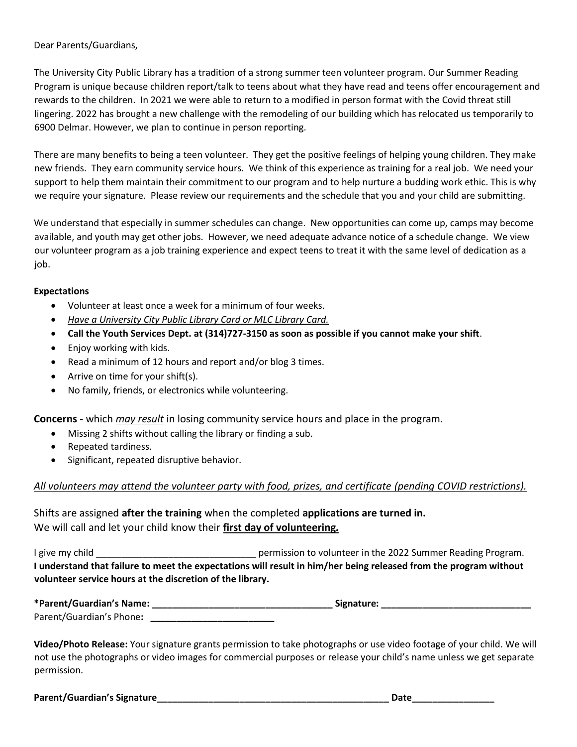Dear Parents/Guardians,

The University City Public Library has a tradition of a strong summer teen volunteer program. Our Summer Reading Program is unique because children report/talk to teens about what they have read and teens offer encouragement and rewards to the children. In 2021 we were able to return to a modified in person format with the Covid threat still lingering. 2022 has brought a new challenge with the remodeling of our building which has relocated us temporarily to 6900 Delmar. However, we plan to continue in person reporting.

There are many benefits to being a teen volunteer. They get the positive feelings of helping young children. They make new friends. They earn community service hours. We think of this experience as training for a real job. We need your support to help them maintain their commitment to our program and to help nurture a budding work ethic. This is why we require your signature. Please review our requirements and the schedule that you and your child are submitting.

We understand that especially in summer schedules can change. New opportunities can come up, camps may become available, and youth may get other jobs. However, we need adequate advance notice of a schedule change. We view our volunteer program as a job training experience and expect teens to treat it with the same level of dedication as a job.

**Expectations**

- Volunteer at least once a week for a minimum of four weeks.
- *Have a University City Public Library Card or MLC Library Card.*
- **Call the Youth Services Dept. at (314)727-3150 as soon as possible if you cannot make your shift**.
- Enjoy working with kids.
- Read a minimum of 12 hours and report and/or blog 3 times.
- Arrive on time for your shift(s).
- No family, friends, or electronics while volunteering.

**Concerns -** which *may result* in losing community service hours and place in the program.

- Missing 2 shifts without calling the library or finding a sub.
- Repeated tardiness.
- Significant, repeated disruptive behavior.

*All volunteers may attend the volunteer party with food, prizes, and certificate (pending COVID restrictions).*

Shifts are assigned **after the training** when the completed **applications are turned in.**
We will call and let your child know their **first day of volunteering.**

I give my child ______________________________ permission to volunteer in the 2022 Summer Reading Program.
**I understand that failure to meet the expectations will result in him/her being released from the program without volunteer service hours at the discretion of the library.**

**\*Parent/Guardian's Name: ___________________________________ Signature: _____________________________**
Parent/Guardian's Phone**: ________________________**

**Video/Photo Release:** Your signature grants permission to take photographs or use video footage of your child. We will not use the photographs or video images for commercial purposes or release your child's name unless we get separate permission.

**Parent/Guardian's Signature_______________________________________________ Date________________**